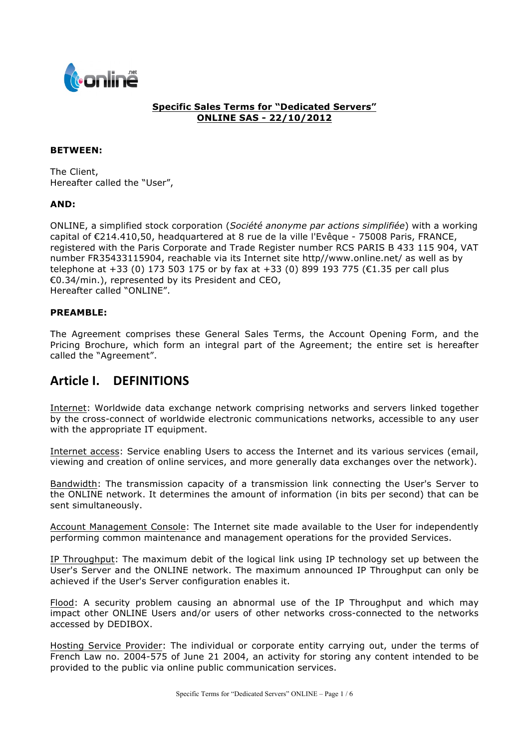**Specific Sales Terms for "Dedicated Servers"**
**ONLINE SAS - 22/10/2012**

**BETWEEN:**

The Client,
Hereafter called the "User",

**AND:**

ONLINE, a simplified stock corporation (*Société anonyme par actions simplifiée*) with a working capital of €214.410,50, headquartered at 8 rue de la ville l'Evêque - 75008 Paris, FRANCE, registered with the Paris Corporate and Trade Register number RCS PARIS B 433 115 904, VAT number FR35433115904, reachable via its Internet site http//www.online.net/ as well as by telephone at +33 (0) 173 503 175 or by fax at +33 (0) 899 193 775 (€1.35 per call plus €0.34/min.), represented by its President and CEO,
Hereafter called "ONLINE".

**PREAMBLE:**

The Agreement comprises these General Sales Terms, the Account Opening Form, and the Pricing Brochure, which form an integral part of the Agreement; the entire set is hereafter called the "Agreement".

# Article I. DEFINITIONS

Internet: Worldwide data exchange network comprising networks and servers linked together by the cross-connect of worldwide electronic communications networks, accessible to any user with the appropriate IT equipment.

Internet access: Service enabling Users to access the Internet and its various services (email, viewing and creation of online services, and more generally data exchanges over the network).

Bandwidth: The transmission capacity of a transmission link connecting the User's Server to the ONLINE network. It determines the amount of information (in bits per second) that can be sent simultaneously.

Account Management Console: The Internet site made available to the User for independently performing common maintenance and management operations for the provided Services.

IP Throughput: The maximum debit of the logical link using IP technology set up between the User's Server and the ONLINE network. The maximum announced IP Throughput can only be achieved if the User's Server configuration enables it.

Flood: A security problem causing an abnormal use of the IP Throughput and which may impact other ONLINE Users and/or users of other networks cross-connected to the networks accessed by DEDIBOX.

Hosting Service Provider: The individual or corporate entity carrying out, under the terms of French Law no. 2004-575 of June 21 2004, an activity for storing any content intended to be provided to the public via online public communication services.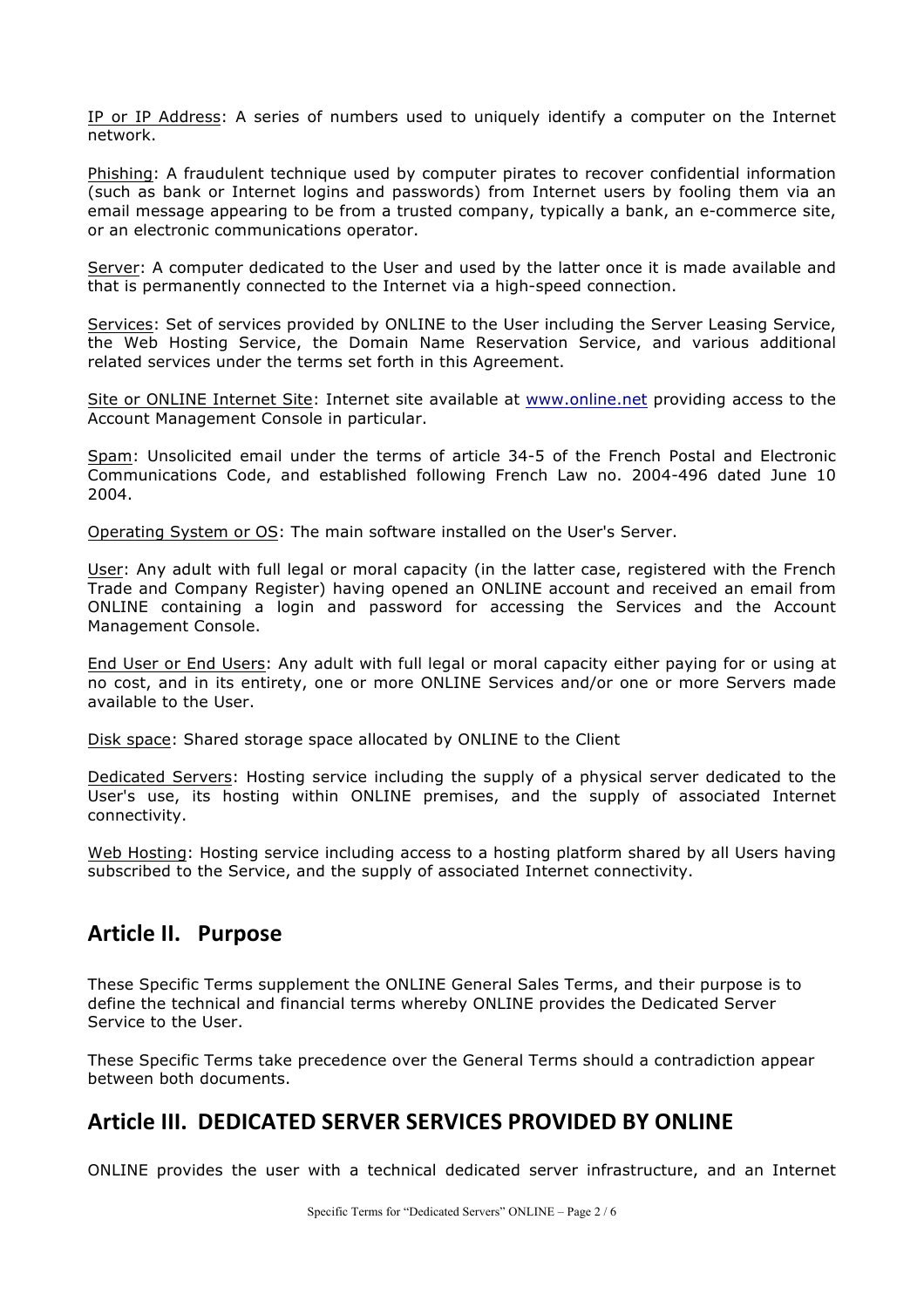IP or IP Address: A series of numbers used to uniquely identify a computer on the Internet network.

Phishing: A fraudulent technique used by computer pirates to recover confidential information (such as bank or Internet logins and passwords) from Internet users by fooling them via an email message appearing to be from a trusted company, typically a bank, an e-commerce site, or an electronic communications operator.

Server: A computer dedicated to the User and used by the latter once it is made available and that is permanently connected to the Internet via a high-speed connection.

Services: Set of services provided by ONLINE to the User including the Server Leasing Service, the Web Hosting Service, the Domain Name Reservation Service, and various additional related services under the terms set forth in this Agreement.

Site or ONLINE Internet Site: Internet site available at www.online.net providing access to the Account Management Console in particular.

Spam: Unsolicited email under the terms of article 34-5 of the French Postal and Electronic Communications Code, and established following French Law no. 2004-496 dated June 10 2004.

Operating System or OS: The main software installed on the User's Server.

User: Any adult with full legal or moral capacity (in the latter case, registered with the French Trade and Company Register) having opened an ONLINE account and received an email from ONLINE containing a login and password for accessing the Services and the Account Management Console.

End User or End Users: Any adult with full legal or moral capacity either paying for or using at no cost, and in its entirety, one or more ONLINE Services and/or one or more Servers made available to the User.

Disk space: Shared storage space allocated by ONLINE to the Client

Dedicated Servers: Hosting service including the supply of a physical server dedicated to the User's use, its hosting within ONLINE premises, and the supply of associated Internet connectivity.

Web Hosting: Hosting service including access to a hosting platform shared by all Users having subscribed to the Service, and the supply of associated Internet connectivity.

## Article II. Purpose

These Specific Terms supplement the ONLINE General Sales Terms, and their purpose is to define the technical and financial terms whereby ONLINE provides the Dedicated Server Service to the User.

These Specific Terms take precedence over the General Terms should a contradiction appear between both documents.

## Article III. DEDICATED SERVER SERVICES PROVIDED BY ONLINE

ONLINE provides the user with a technical dedicated server infrastructure, and an Internet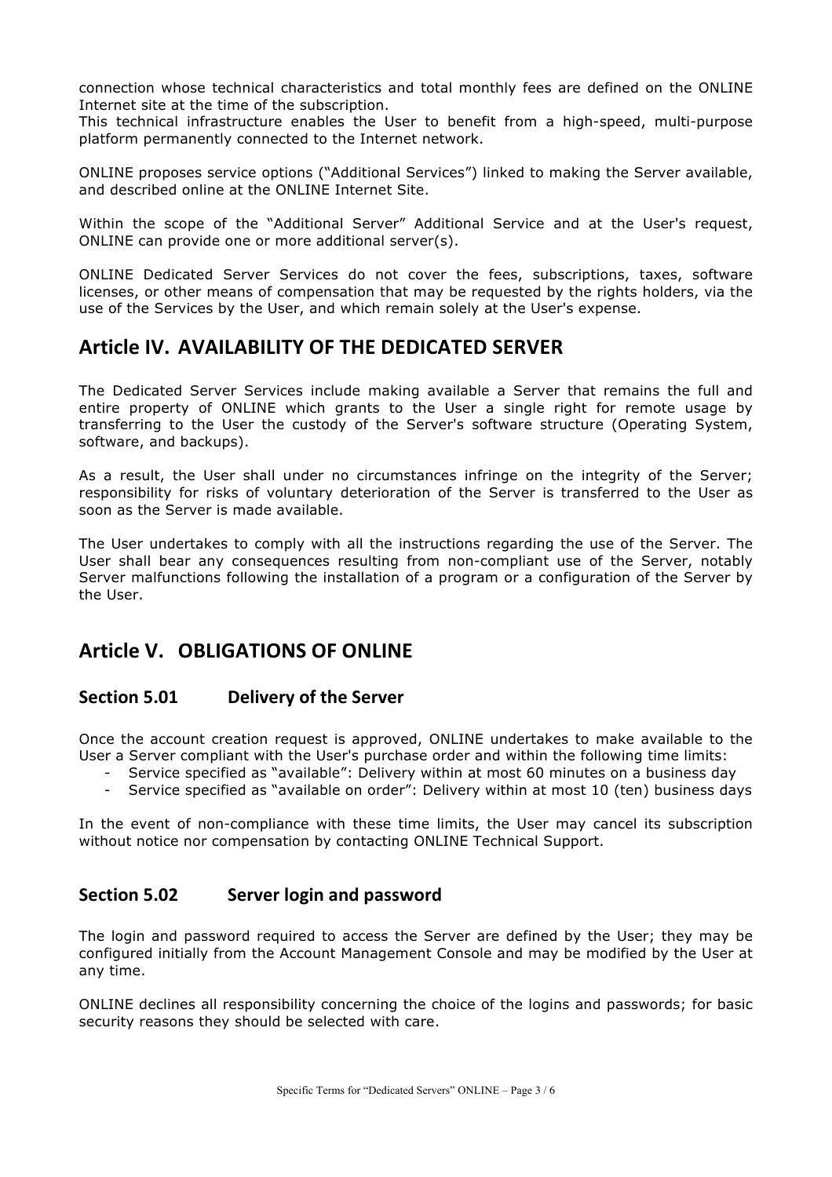connection whose technical characteristics and total monthly fees are defined on the ONLINE Internet site at the time of the subscription.
This technical infrastructure enables the User to benefit from a high-speed, multi-purpose platform permanently connected to the Internet network.

ONLINE proposes service options ("Additional Services") linked to making the Server available, and described online at the ONLINE Internet Site.

Within the scope of the "Additional Server" Additional Service and at the User's request, ONLINE can provide one or more additional server(s).

ONLINE Dedicated Server Services do not cover the fees, subscriptions, taxes, software licenses, or other means of compensation that may be requested by the rights holders, via the use of the Services by the User, and which remain solely at the User's expense.

## Article IV. AVAILABILITY OF THE DEDICATED SERVER

The Dedicated Server Services include making available a Server that remains the full and entire property of ONLINE which grants to the User a single right for remote usage by transferring to the User the custody of the Server's software structure (Operating System, software, and backups).

As a result, the User shall under no circumstances infringe on the integrity of the Server; responsibility for risks of voluntary deterioration of the Server is transferred to the User as soon as the Server is made available.

The User undertakes to comply with all the instructions regarding the use of the Server. The User shall bear any consequences resulting from non-compliant use of the Server, notably Server malfunctions following the installation of a program or a configuration of the Server by the User.

## Article V. OBLIGATIONS OF ONLINE

### Section 5.01 Delivery of the Server

Once the account creation request is approved, ONLINE undertakes to make available to the User a Server compliant with the User's purchase order and within the following time limits:

- Service specified as "available": Delivery within at most 60 minutes on a business day
- Service specified as "available on order": Delivery within at most 10 (ten) business days

In the event of non-compliance with these time limits, the User may cancel its subscription without notice nor compensation by contacting ONLINE Technical Support.

### Section 5.02 Server login and password

The login and password required to access the Server are defined by the User; they may be configured initially from the Account Management Console and may be modified by the User at any time.

ONLINE declines all responsibility concerning the choice of the logins and passwords; for basic security reasons they should be selected with care.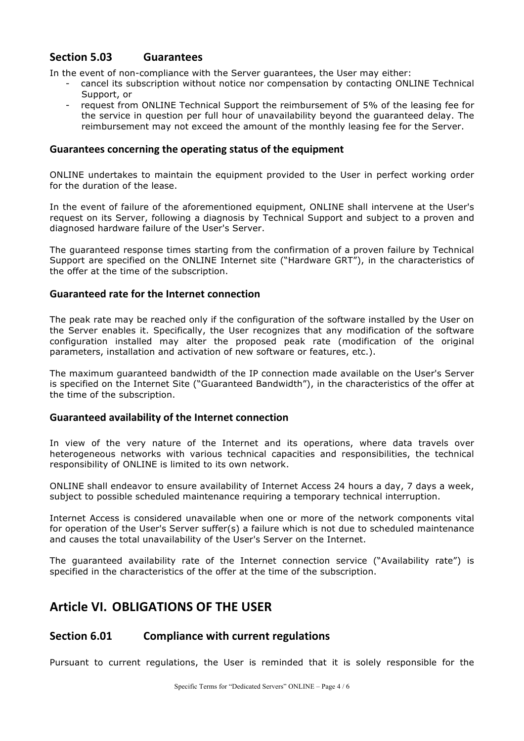## Section 5.03 Guarantees

In the event of non-compliance with the Server guarantees, the User may either:

- cancel its subscription without notice nor compensation by contacting ONLINE Technical Support, or
- request from ONLINE Technical Support the reimbursement of 5% of the leasing fee for the service in question per full hour of unavailability beyond the guaranteed delay. The reimbursement may not exceed the amount of the monthly leasing fee for the Server.

### Guarantees concerning the operating status of the equipment

ONLINE undertakes to maintain the equipment provided to the User in perfect working order for the duration of the lease.

In the event of failure of the aforementioned equipment, ONLINE shall intervene at the User's request on its Server, following a diagnosis by Technical Support and subject to a proven and diagnosed hardware failure of the User's Server.

The guaranteed response times starting from the confirmation of a proven failure by Technical Support are specified on the ONLINE Internet site ("Hardware GRT"), in the characteristics of the offer at the time of the subscription.

### Guaranteed rate for the Internet connection

The peak rate may be reached only if the configuration of the software installed by the User on the Server enables it. Specifically, the User recognizes that any modification of the software configuration installed may alter the proposed peak rate (modification of the original parameters, installation and activation of new software or features, etc.).

The maximum guaranteed bandwidth of the IP connection made available on the User's Server is specified on the Internet Site ("Guaranteed Bandwidth"), in the characteristics of the offer at the time of the subscription.

### Guaranteed availability of the Internet connection

In view of the very nature of the Internet and its operations, where data travels over heterogeneous networks with various technical capacities and responsibilities, the technical responsibility of ONLINE is limited to its own network.

ONLINE shall endeavor to ensure availability of Internet Access 24 hours a day, 7 days a week, subject to possible scheduled maintenance requiring a temporary technical interruption.

Internet Access is considered unavailable when one or more of the network components vital for operation of the User's Server suffer(s) a failure which is not due to scheduled maintenance and causes the total unavailability of the User's Server on the Internet.

The guaranteed availability rate of the Internet connection service ("Availability rate") is specified in the characteristics of the offer at the time of the subscription.

# Article VI. OBLIGATIONS OF THE USER

## Section 6.01 Compliance with current regulations

Pursuant to current regulations, the User is reminded that it is solely responsible for the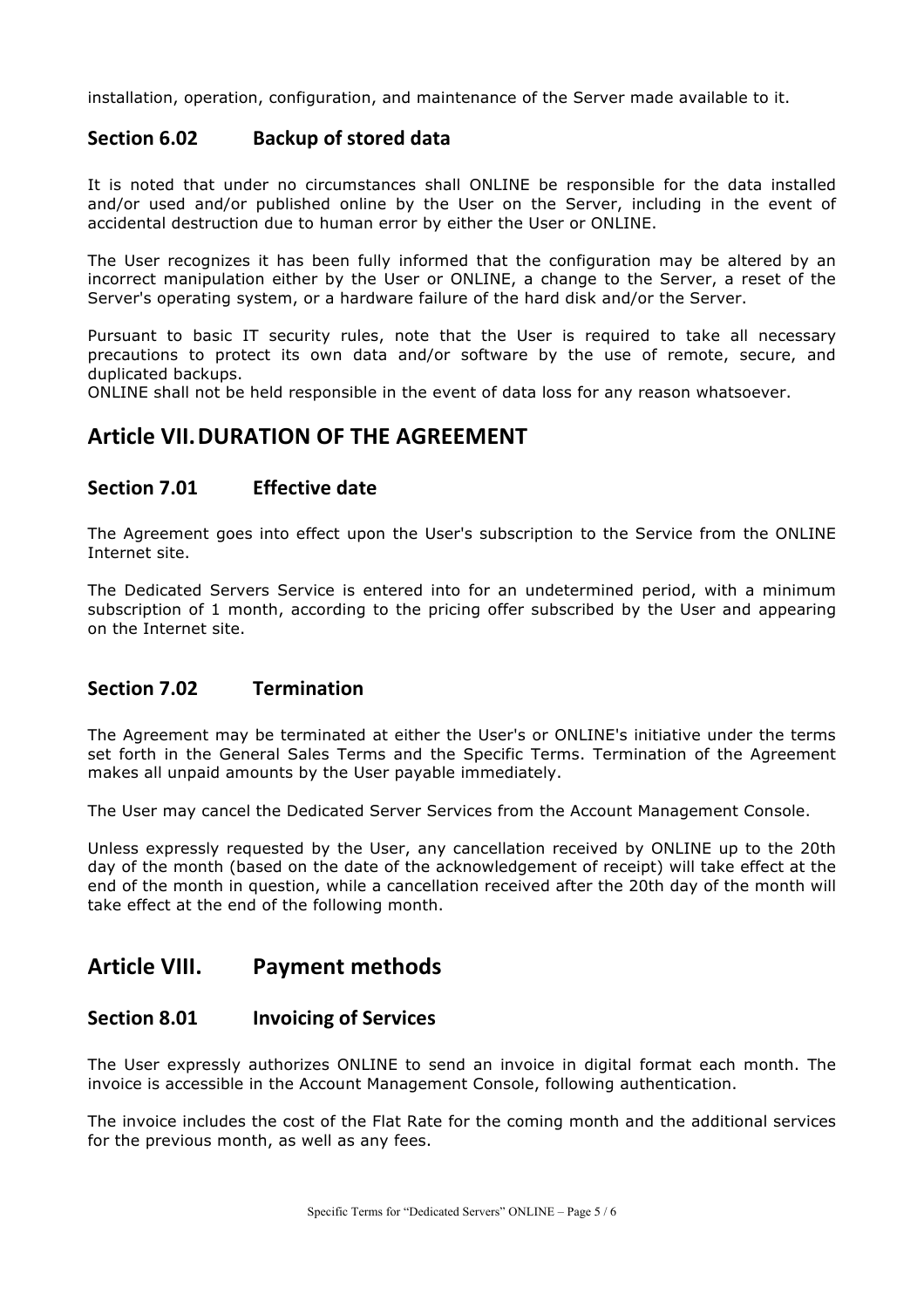installation, operation, configuration, and maintenance of the Server made available to it.

### Section 6.02 Backup of stored data

It is noted that under no circumstances shall ONLINE be responsible for the data installed and/or used and/or published online by the User on the Server, including in the event of accidental destruction due to human error by either the User or ONLINE.

The User recognizes it has been fully informed that the configuration may be altered by an incorrect manipulation either by the User or ONLINE, a change to the Server, a reset of the Server's operating system, or a hardware failure of the hard disk and/or the Server.

Pursuant to basic IT security rules, note that the User is required to take all necessary precautions to protect its own data and/or software by the use of remote, secure, and duplicated backups.
ONLINE shall not be held responsible in the event of data loss for any reason whatsoever.

## Article VII. DURATION OF THE AGREEMENT

### Section 7.01 Effective date

The Agreement goes into effect upon the User's subscription to the Service from the ONLINE Internet site.

The Dedicated Servers Service is entered into for an undetermined period, with a minimum subscription of 1 month, according to the pricing offer subscribed by the User and appearing on the Internet site.

### Section 7.02 Termination

The Agreement may be terminated at either the User's or ONLINE's initiative under the terms set forth in the General Sales Terms and the Specific Terms. Termination of the Agreement makes all unpaid amounts by the User payable immediately.

The User may cancel the Dedicated Server Services from the Account Management Console.

Unless expressly requested by the User, any cancellation received by ONLINE up to the 20th day of the month (based on the date of the acknowledgement of receipt) will take effect at the end of the month in question, while a cancellation received after the 20th day of the month will take effect at the end of the following month.

## Article VIII. Payment methods

### Section 8.01 Invoicing of Services

The User expressly authorizes ONLINE to send an invoice in digital format each month. The invoice is accessible in the Account Management Console, following authentication.

The invoice includes the cost of the Flat Rate for the coming month and the additional services for the previous month, as well as any fees.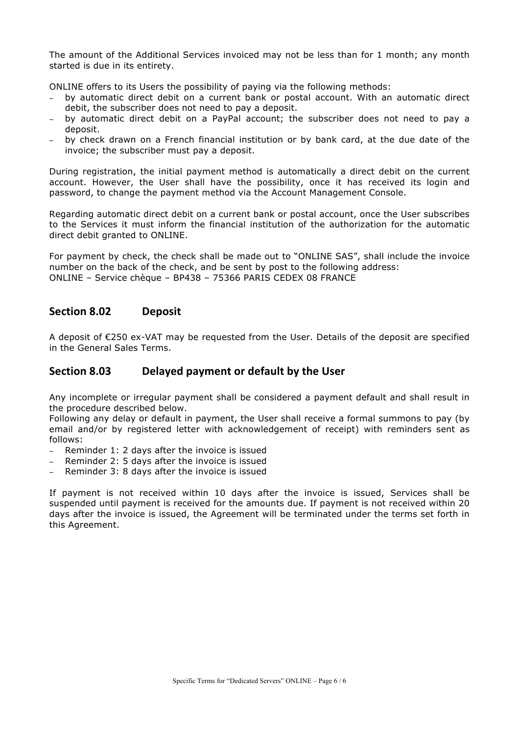The amount of the Additional Services invoiced may not be less than for 1 month; any month started is due in its entirety.

ONLINE offers to its Users the possibility of paying via the following methods:

- by automatic direct debit on a current bank or postal account. With an automatic direct debit, the subscriber does not need to pay a deposit.
- by automatic direct debit on a PayPal account; the subscriber does not need to pay a deposit.
- by check drawn on a French financial institution or by bank card, at the due date of the invoice; the subscriber must pay a deposit.

During registration, the initial payment method is automatically a direct debit on the current account. However, the User shall have the possibility, once it has received its login and password, to change the payment method via the Account Management Console.

Regarding automatic direct debit on a current bank or postal account, once the User subscribes to the Services it must inform the financial institution of the authorization for the automatic direct debit granted to ONLINE.

For payment by check, the check shall be made out to "ONLINE SAS", shall include the invoice number on the back of the check, and be sent by post to the following address:
ONLINE – Service chèque – BP438 – 75366 PARIS CEDEX 08 FRANCE

## Section 8.02 Deposit

A deposit of €250 ex-VAT may be requested from the User. Details of the deposit are specified in the General Sales Terms.

## Section 8.03 Delayed payment or default by the User

Any incomplete or irregular payment shall be considered a payment default and shall result in the procedure described below.
Following any delay or default in payment, the User shall receive a formal summons to pay (by email and/or by registered letter with acknowledgement of receipt) with reminders sent as follows:

- Reminder 1: 2 days after the invoice is issued
- Reminder 2: 5 days after the invoice is issued
- Reminder 3: 8 days after the invoice is issued

If payment is not received within 10 days after the invoice is issued, Services shall be suspended until payment is received for the amounts due. If payment is not received within 20 days after the invoice is issued, the Agreement will be terminated under the terms set forth in this Agreement.